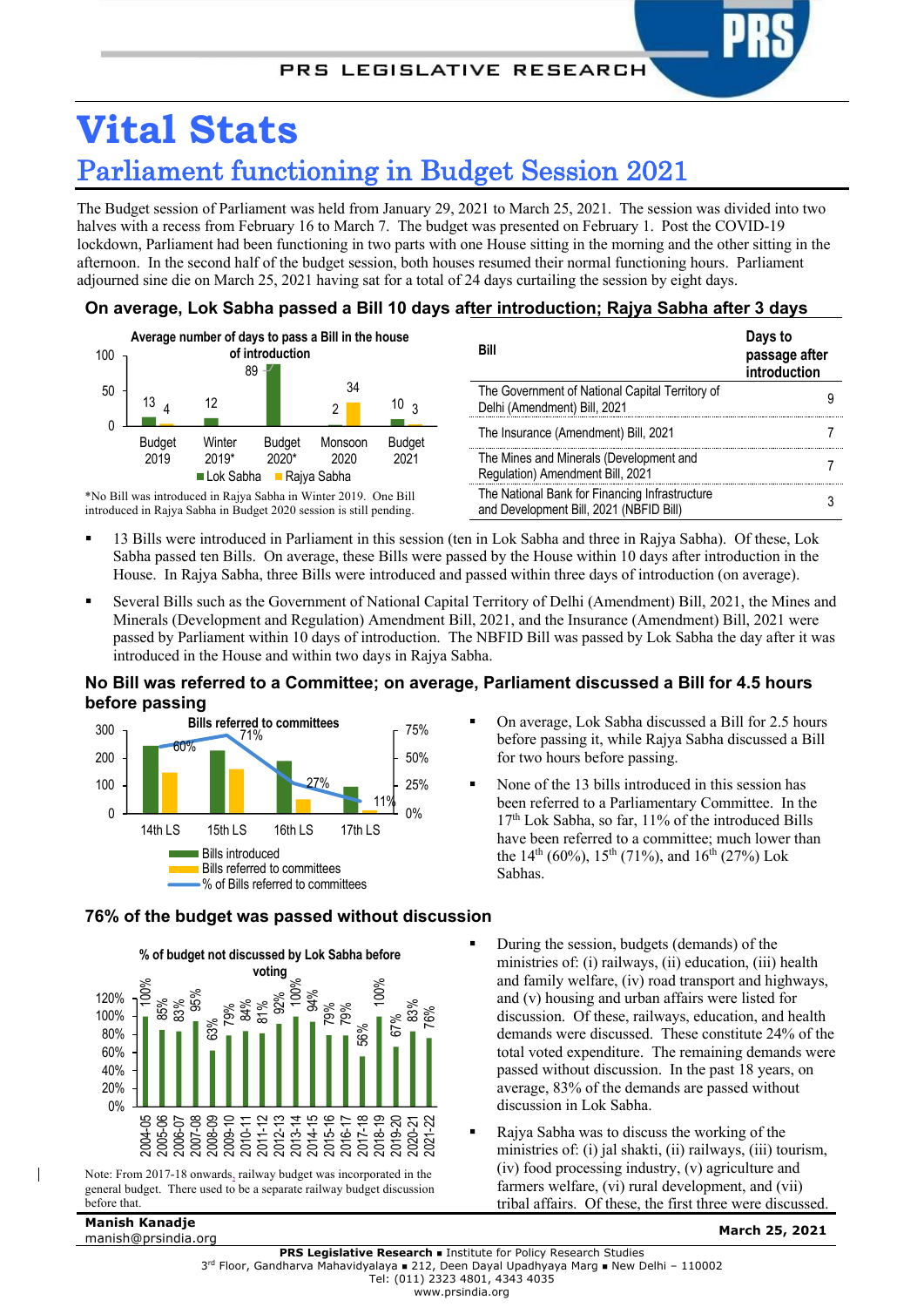# Vital Stats

## Parliament functioning in Budget Session 2021

The Budget session of Parliament was held from January 29, 2021 to March 25, 2021. The session was divided into two halves with a recess from February 16 to March 7. The budget was presented on February 1. Post the COVID-19 lockdown, Parliament had been functioning in two parts with one House sitting in the morning and the other sitting in the afternoon. In the second half of the budget session, both houses resumed their normal functioning hours. Parliament adjourned sine die on March 25, 2021 having sat for a total of 24 days curtailing the session by eight days.

### On average, Lok Sabha passed a Bill 10 days after introduction; Rajya Sabha after 3 days

**Average number of days to pass a Bill in the house of introduction**

| Session | Lok Sabha | Rajya Sabha |
|---|---|---|
| Budget 2019 | 13 | 4 |
| Winter 2019* | 12 | |
| Budget 2020* | 89 | |
| Monsoon 2020 | 2 | 34 |
| Budget 2021 | 10 | 3 |

*No Bill was introduced in Rajya Sabha in Winter 2019. One Bill introduced in Rajya Sabha in Budget 2020 session is still pending.

| Bill | Days to passage after introduction |
|---|---|
| The Government of National Capital Territory of Delhi (Amendment) Bill, 2021 | 9 |
| The Insurance (Amendment) Bill, 2021 | 7 |
| The Mines and Minerals (Development and Regulation) Amendment Bill, 2021 | 7 |
| The National Bank for Financing Infrastructure and Development Bill, 2021 (NBFID Bill) | 3 |

- 13 Bills were introduced in Parliament in this session (ten in Lok Sabha and three in Rajya Sabha). Of these, Lok Sabha passed ten Bills. On average, these Bills were passed by the House within 10 days after introduction in the House. In Rajya Sabha, three Bills were introduced and passed within three days of introduction (on average).
- Several Bills such as the Government of National Capital Territory of Delhi (Amendment) Bill, 2021, the Mines and Minerals (Development and Regulation) Amendment Bill, 2021, and the Insurance (Amendment) Bill, 2021 were passed by Parliament within 10 days of introduction. The NBFID Bill was passed by Lok Sabha the day after it was introduced in the House and within two days in Rajya Sabha.

### No Bill was referred to a Committee; on average, Parliament discussed a Bill for 4.5 hours before passing

**Bills referred to committees**

| Lok Sabha | % of Bills referred to committees |
|---|---|
| 14th LS | 60% |
| 15th LS | 71% |
| 16th LS | 27% |
| 17th LS | 11% |

Legend: Bills introduced; Bills referred to committees; % of Bills referred to committees

- On average, Lok Sabha discussed a Bill for 2.5 hours before passing it, while Rajya Sabha discussed a Bill for two hours before passing.
- None of the 13 bills introduced in this session has been referred to a Parliamentary Committee. In the 17th Lok Sabha, so far, 11% of the introduced Bills have been referred to a committee; much lower than the 14th (60%), 15th (71%), and 16th (27%) Lok Sabhas.

### 76% of the budget was passed without discussion

**% of budget not discussed by Lok Sabha before voting**

| Year | % |
|---|---|
| 2004-05 | 100% |
| 2005-06 | 85% |
| 2006-07 | 83% |
| 2007-08 | 95% |
| 2008-09 | 63% |
| 2009-10 | 79% |
| 2010-11 | 84% |
| 2011-12 | 81% |
| 2012-13 | 92% |
| 2013-14 | 100% |
| 2014-15 | 94% |
| 2015-16 | 79% |
| 2016-17 | 79% |
| 2017-18 | 56% |
| 2018-19 | 100% |
| 2019-20 | 67% |
| 2020-21 | 83% |
| 2021-22 | 76% |

Note: From 2017-18 onwards, railway budget was incorporated in the general budget. There used to be a separate railway budget discussion before that.

- During the session, budgets (demands) of the ministries of: (i) railways, (ii) education, (iii) health and family welfare, (iv) road transport and highways, and (v) housing and urban affairs were listed for discussion. Of these, railways, education, and health demands were discussed. These constitute 24% of the total voted expenditure. The remaining demands were passed without discussion. In the past 18 years, on average, 83% of the demands are passed without discussion in Lok Sabha.
- Rajya Sabha was to discuss the working of the ministries of: (i) jal shakti, (ii) railways, (iii) tourism, (iv) food processing industry, (v) agriculture and farmers welfare, (vi) rural development, and (vii) tribal affairs. Of these, the first three were discussed.

**Manish Kanadje**
manish@prsindia.org

**March 25, 2021**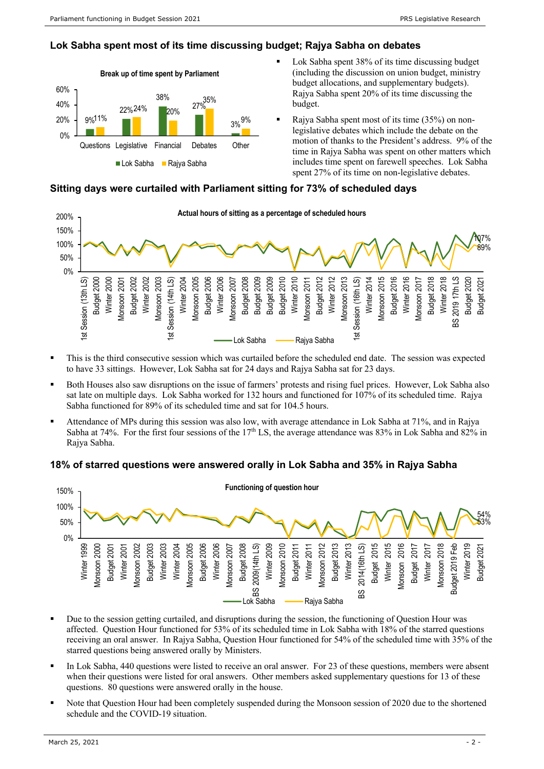## Lok Sabha spent most of its time discussing budget; Rajya Sabha on debates

**Break up of time spent by Parliament**

| | Questions | Legislative | Financial | Debates | Other |
|---|---|---|---|---|---|
| Lok Sabha | 9% | 22% | 38% | 27% | 3% |
| Rajya Sabha | 11% | 24% | 20% | 35% | 9% |

- Lok Sabha spent 38% of its time discussing budget (including the discussion on union budget, ministry budget allocations, and supplementary budgets). Rajya Sabha spent 20% of its time discussing the budget.
- Rajya Sabha spent most of its time (35%) on non-legislative debates which include the debate on the motion of thanks to the President's address. 9% of the time in Rajya Sabha was spent on other matters which includes time spent on farewell speeches. Lok Sabha spent 27% of its time on non-legislative debates.

## Sitting days were curtailed with Parliament sitting for 73% of scheduled days

**Actual hours of sitting as a percentage of scheduled hours**

(Line chart, Lok Sabha and Rajya Sabha, from 1st Session (13th LS) to Budget 2021; Budget 2021: Lok Sabha 107%, Rajya Sabha 89%)

- This is the third consecutive session which was curtailed before the scheduled end date. The session was expected to have 33 sittings. However, Lok Sabha sat for 24 days and Rajya Sabha sat for 23 days.
- Both Houses also saw disruptions on the issue of farmers' protests and rising fuel prices. However, Lok Sabha also sat late on multiple days. Lok Sabha worked for 132 hours and functioned for 107% of its scheduled time. Rajya Sabha functioned for 89% of its scheduled time and sat for 104.5 hours.
- Attendance of MPs during this session was also low, with average attendance in Lok Sabha at 71%, and in Rajya Sabha at 74%. For the first four sessions of the 17th LS, the average attendance was 83% in Lok Sabha and 82% in Rajya Sabha.

## 18% of starred questions were answered orally in Lok Sabha and 35% in Rajya Sabha

**Functioning of question hour**

(Line chart, Lok Sabha and Rajya Sabha, from Winter 1999 to Budget 2021; Budget 2021: Rajya Sabha 54%, Lok Sabha 53%)

- Due to the session getting curtailed, and disruptions during the session, the functioning of Question Hour was affected. Question Hour functioned for 53% of its scheduled time in Lok Sabha with 18% of the starred questions receiving an oral answer. In Rajya Sabha, Question Hour functioned for 54% of the scheduled time with 35% of the starred questions being answered orally by Ministers.
- In Lok Sabha, 440 questions were listed to receive an oral answer. For 23 of these questions, members were absent when their questions were listed for oral answers. Other members asked supplementary questions for 13 of these questions. 80 questions were answered orally in the house.
- Note that Question Hour had been completely suspended during the Monsoon session of 2020 due to the shortened schedule and the COVID-19 situation.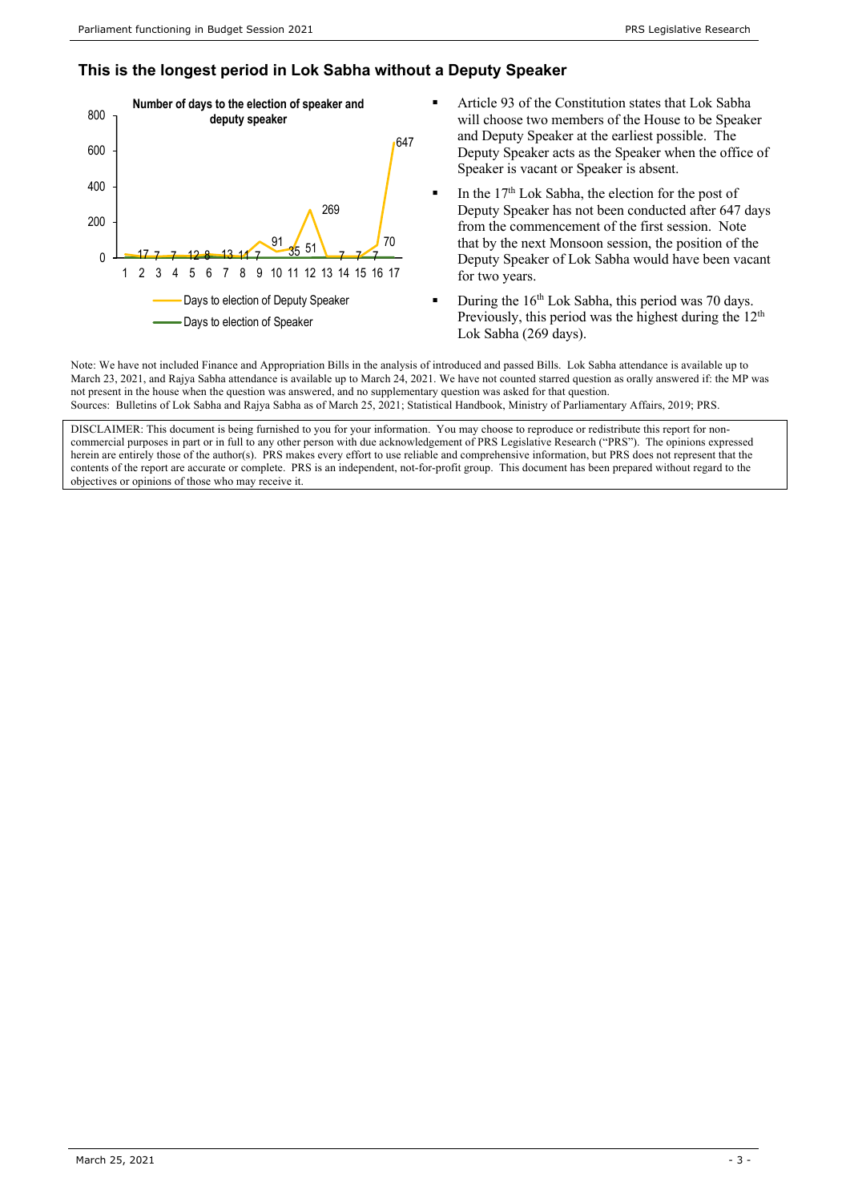## This is the longest period in Lok Sabha without a Deputy Speaker

Number of days to the election of speaker and deputy speaker

800
600
400
200
0

1 2 3 4 5 6 7 8 9 10 11 12 13 14 15 16 17

17 7 7 12 8 13 11 7 91 35 51 269 7 7 7 70 647

Days to election of Deputy Speaker

Days to election of Speaker

- Article 93 of the Constitution states that Lok Sabha will choose two members of the House to be Speaker and Deputy Speaker at the earliest possible. The Deputy Speaker acts as the Speaker when the office of Speaker is vacant or Speaker is absent.
- In the 17th Lok Sabha, the election for the post of Deputy Speaker has not been conducted after 647 days from the commencement of the first session. Note that by the next Monsoon session, the position of the Deputy Speaker of Lok Sabha would have been vacant for two years.
- During the 16th Lok Sabha, this period was 70 days. Previously, this period was the highest during the 12th Lok Sabha (269 days).

Note: We have not included Finance and Appropriation Bills in the analysis of introduced and passed Bills. Lok Sabha attendance is available up to March 23, 2021, and Rajya Sabha attendance is available up to March 24, 2021. We have not counted starred question as orally answered if: the MP was not present in the house when the question was answered, and no supplementary question was asked for that question.
Sources: Bulletins of Lok Sabha and Rajya Sabha as of March 25, 2021; Statistical Handbook, Ministry of Parliamentary Affairs, 2019; PRS.

DISCLAIMER: This document is being furnished to you for your information. You may choose to reproduce or redistribute this report for non-commercial purposes in part or in full to any other person with due acknowledgement of PRS Legislative Research ("PRS"). The opinions expressed herein are entirely those of the author(s). PRS makes every effort to use reliable and comprehensive information, but PRS does not represent that the contents of the report are accurate or complete. PRS is an independent, not-for-profit group. This document has been prepared without regard to the objectives or opinions of those who may receive it.